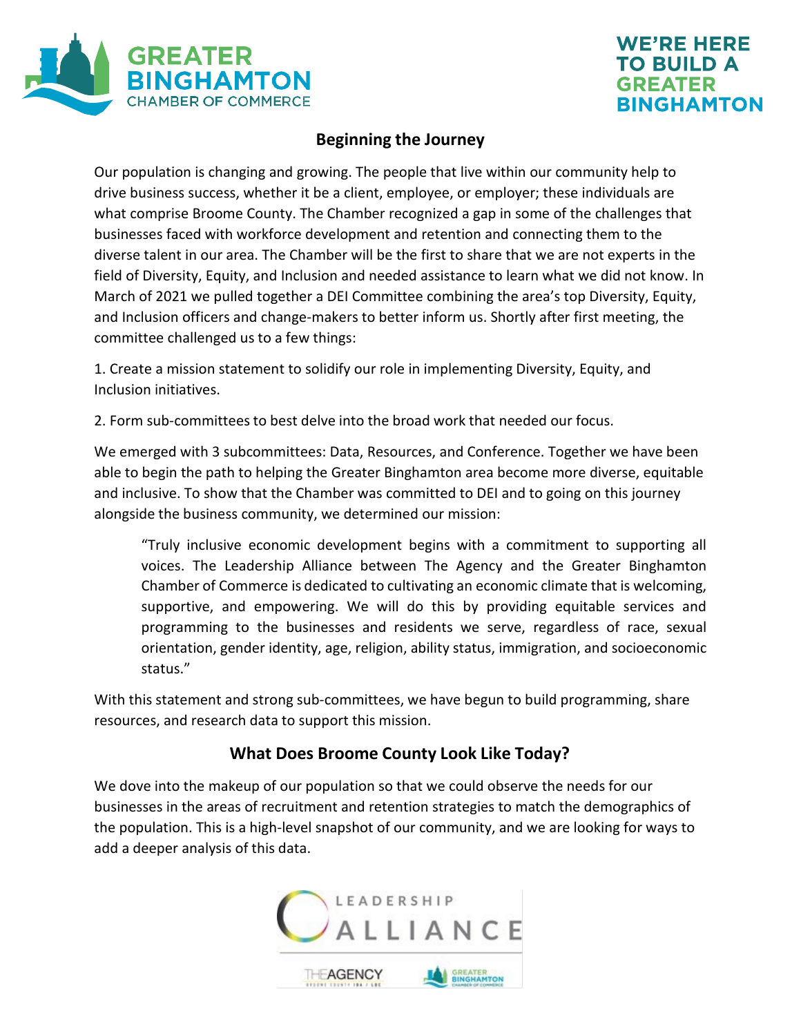## Beginning the Journey

Our population is changing and growing. The people that live within our community help to drive business success, whether it be a client, employee, or employer; these individuals are what comprise Broome County. The Chamber recognized a gap in some of the challenges that businesses faced with workforce development and retention and connecting them to the diverse talent in our area. The Chamber will be the first to share that we are not experts in the field of Diversity, Equity, and Inclusion and needed assistance to learn what we did not know. In March of 2021 we pulled together a DEI Committee combining the area's top Diversity, Equity, and Inclusion officers and change-makers to better inform us. Shortly after first meeting, the committee challenged us to a few things:

1. Create a mission statement to solidify our role in implementing Diversity, Equity, and Inclusion initiatives.

2. Form sub-committees to best delve into the broad work that needed our focus.

We emerged with 3 subcommittees: Data, Resources, and Conference. Together we have been able to begin the path to helping the Greater Binghamton area become more diverse, equitable and inclusive. To show that the Chamber was committed to DEI and to going on this journey alongside the business community, we determined our mission:

> "Truly inclusive economic development begins with a commitment to supporting all voices. The Leadership Alliance between The Agency and the Greater Binghamton Chamber of Commerce is dedicated to cultivating an economic climate that is welcoming, supportive, and empowering. We will do this by providing equitable services and programming to the businesses and residents we serve, regardless of race, sexual orientation, gender identity, age, religion, ability status, immigration, and socioeconomic status."

With this statement and strong sub-committees, we have begun to build programming, share resources, and research data to support this mission.

## What Does Broome County Look Like Today?

We dove into the makeup of our population so that we could observe the needs for our businesses in the areas of recruitment and retention strategies to match the demographics of the population. This is a high-level snapshot of our community, and we are looking for ways to add a deeper analysis of this data.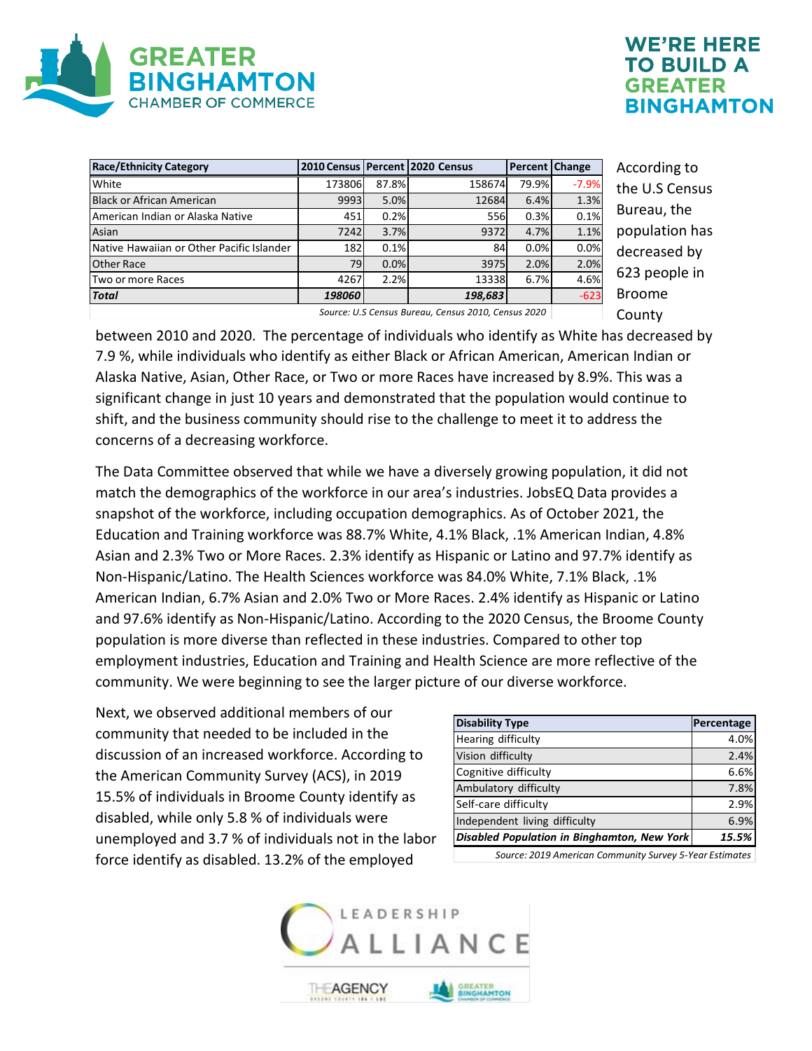| Race/Ethnicity Category | 2010 Census | Percent | 2020 Census | Percent | Change |
|---|---|---|---|---|---|
| White | 173806 | 87.8% | 158674 | 79.9% | -7.9% |
| Black or African American | 9993 | 5.0% | 12684 | 6.4% | 1.3% |
| American Indian or Alaska Native | 451 | 0.2% | 556 | 0.3% | 0.1% |
| Asian | 7242 | 3.7% | 9372 | 4.7% | 1.1% |
| Native Hawaiian or Other Pacific Islander | 182 | 0.1% | 84 | 0.0% | 0.0% |
| Other Race | 79 | 0.0% | 3975 | 2.0% | 2.0% |
| Two or more Races | 4267 | 2.2% | 13338 | 6.7% | 4.6% |
| ***Total*** | ***198060*** | | ***198,683*** | | -623 |

*Source: U.S Census Bureau, Census 2010, Census 2020*

According to the U.S Census Bureau, the population has decreased by 623 people in Broome County between 2010 and 2020. The percentage of individuals who identify as White has decreased by 7.9 %, while individuals who identify as either Black or African American, American Indian or Alaska Native, Asian, Other Race, or Two or more Races have increased by 8.9%. This was a significant change in just 10 years and demonstrated that the population would continue to shift, and the business community should rise to the challenge to meet it to address the concerns of a decreasing workforce.

The Data Committee observed that while we have a diversely growing population, it did not match the demographics of the workforce in our area's industries. JobsEQ Data provides a snapshot of the workforce, including occupation demographics. As of October 2021, the Education and Training workforce was 88.7% White, 4.1% Black, .1% American Indian, 4.8% Asian and 2.3% Two or More Races. 2.3% identify as Hispanic or Latino and 97.7% identify as Non-Hispanic/Latino. The Health Sciences workforce was 84.0% White, 7.1% Black, .1% American Indian, 6.7% Asian and 2.0% Two or More Races. 2.4% identify as Hispanic or Latino and 97.6% identify as Non-Hispanic/Latino. According to the 2020 Census, the Broome County population is more diverse than reflected in these industries. Compared to other top employment industries, Education and Training and Health Science are more reflective of the community. We were beginning to see the larger picture of our diverse workforce.

| Disability Type | Percentage |
|---|---|
| Hearing difficulty | 4.0% |
| Vision difficulty | 2.4% |
| Cognitive difficulty | 6.6% |
| Ambulatory difficulty | 7.8% |
| Self-care difficulty | 2.9% |
| Independent living difficulty | 6.9% |
| ***Disabled Population in Binghamton, New York*** | ***15.5%*** |

*Source: 2019 American Community Survey 5-Year Estimates*

Next, we observed additional members of our community that needed to be included in the discussion of an increased workforce. According to the American Community Survey (ACS), in 2019 15.5% of individuals in Broome County identify as disabled, while only 5.8 % of individuals were unemployed and 3.7 % of individuals not in the labor force identify as disabled. 13.2% of the employed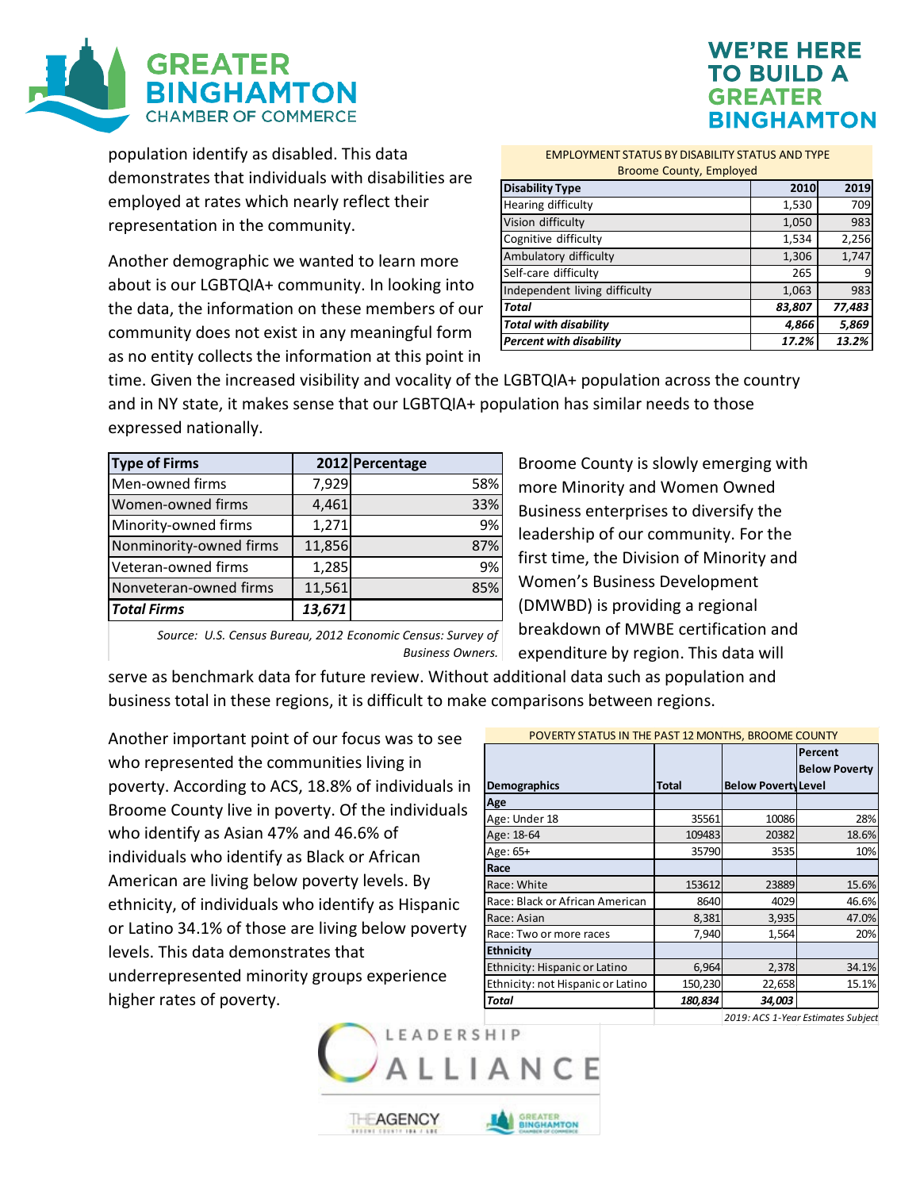population identify as disabled. This data demonstrates that individuals with disabilities are employed at rates which nearly reflect their representation in the community.

EMPLOYMENT STATUS BY DISABILITY STATUS AND TYPE
Broome County, Employed

| Disability Type | 2010 | 2019 |
| --- | --- | --- |
| Hearing difficulty | 1,530 | 709 |
| Vision difficulty | 1,050 | 983 |
| Cognitive difficulty | 1,534 | 2,256 |
| Ambulatory difficulty | 1,306 | 1,747 |
| Self-care difficulty | 265 | 9 |
| Independent living difficulty | 1,063 | 983 |
| ***Total*** | ***83,807*** | ***77,483*** |
| ***Total with disability*** | ***4,866*** | ***5,869*** |
| ***Percent with disability*** | ***17.2%*** | ***13.2%*** |

Another demographic we wanted to learn more about is our LGBTQIA+ community. In looking into the data, the information on these members of our community does not exist in any meaningful form as no entity collects the information at this point in time. Given the increased visibility and vocality of the LGBTQIA+ population across the country and in NY state, it makes sense that our LGBTQIA+ population has similar needs to those expressed nationally.

| Type of Firms | 2012 | Percentage |
| --- | --- | --- |
| Men-owned firms | 7,929 | 58% |
| Women-owned firms | 4,461 | 33% |
| Minority-owned firms | 1,271 | 9% |
| Nonminority-owned firms | 11,856 | 87% |
| Veteran-owned firms | 1,285 | 9% |
| Nonveteran-owned firms | 11,561 | 85% |
| ***Total Firms*** | ***13,671*** | |

*Source: U.S. Census Bureau, 2012 Economic Census: Survey of Business Owners.*

Broome County is slowly emerging with more Minority and Women Owned Business enterprises to diversify the leadership of our community. For the first time, the Division of Minority and Women's Business Development (DMWBD) is providing a regional breakdown of MWBE certification and expenditure by region. This data will serve as benchmark data for future review. Without additional data such as population and business total in these regions, it is difficult to make comparisons between regions.

Another important point of our focus was to see who represented the communities living in poverty. According to ACS, 18.8% of individuals in Broome County live in poverty. Of the individuals who identify as Asian 47% and 46.6% of individuals who identify as Black or African American are living below poverty levels. By ethnicity, of individuals who identify as Hispanic or Latino 34.1% of those are living below poverty levels. This data demonstrates that underrepresented minority groups experience higher rates of poverty.

POVERTY STATUS IN THE PAST 12 MONTHS, BROOME COUNTY

| Demographics | Total | Below Poverty Level | Percent Below Poverty Level |
| --- | --- | --- | --- |
| **Age** | | | |
| Age: Under 18 | 35561 | 10086 | 28% |
| Age: 18-64 | 109483 | 20382 | 18.6% |
| Age: 65+ | 35790 | 3535 | 10% |
| **Race** | | | |
| Race: White | 153612 | 23889 | 15.6% |
| Race: Black or African American | 8640 | 4029 | 46.6% |
| Race: Asian | 8,381 | 3,935 | 47.0% |
| Race: Two or more races | 7,940 | 1,564 | 20% |
| **Ethnicity** | | | |
| Ethnicity: Hispanic or Latino | 6,964 | 2,378 | 34.1% |
| Ethnicity: not Hispanic or Latino | 150,230 | 22,658 | 15.1% |
| ***Total*** | ***180,834*** | ***34,003*** | |

*2019: ACS 1-Year Estimates Subject*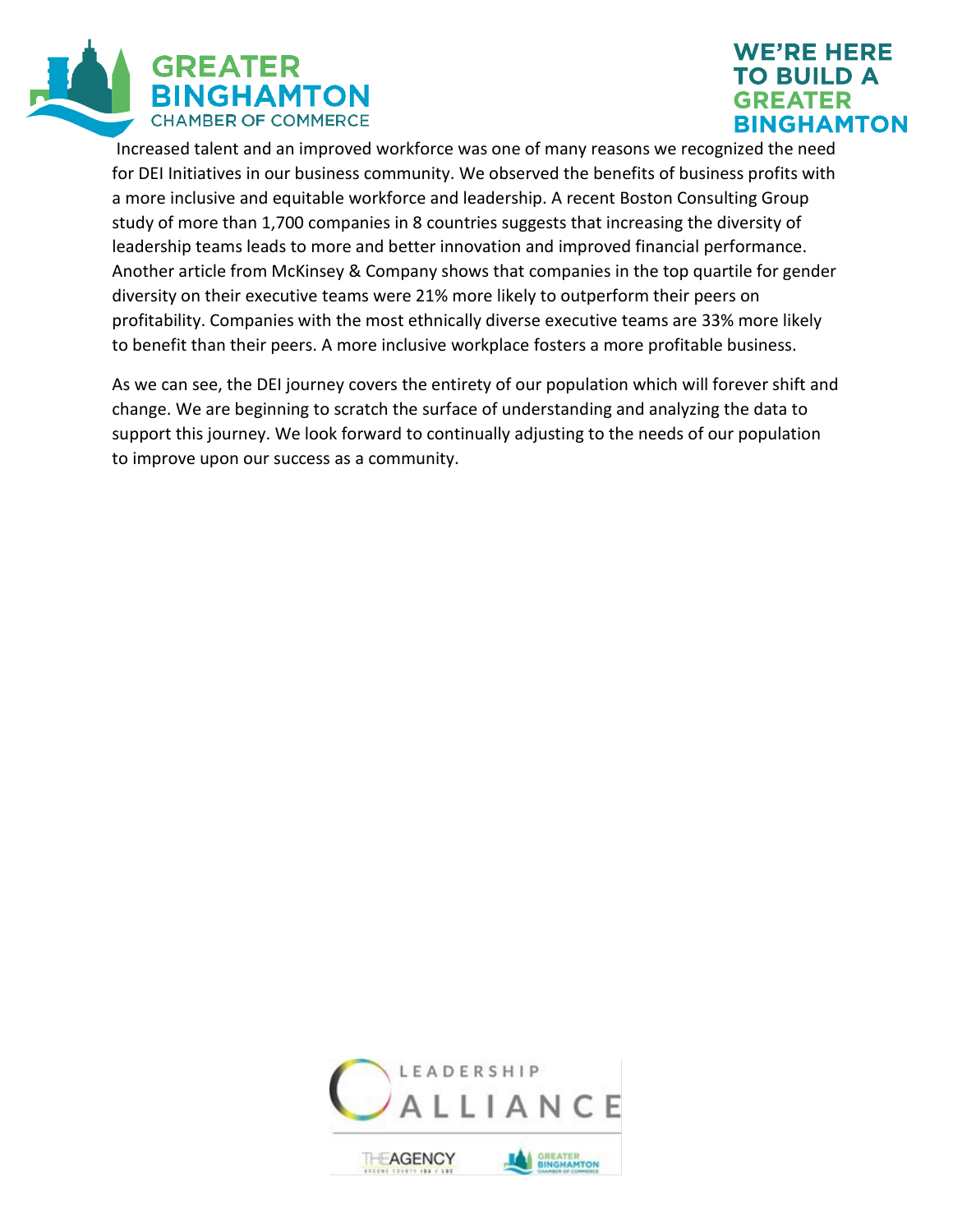Increased talent and an improved workforce was one of many reasons we recognized the need for DEI Initiatives in our business community. We observed the benefits of business profits with a more inclusive and equitable workforce and leadership. A recent Boston Consulting Group study of more than 1,700 companies in 8 countries suggests that increasing the diversity of leadership teams leads to more and better innovation and improved financial performance. Another article from McKinsey & Company shows that companies in the top quartile for gender diversity on their executive teams were 21% more likely to outperform their peers on profitability. Companies with the most ethnically diverse executive teams are 33% more likely to benefit than their peers. A more inclusive workplace fosters a more profitable business.

As we can see, the DEI journey covers the entirety of our population which will forever shift and change. We are beginning to scratch the surface of understanding and analyzing the data to support this journey. We look forward to continually adjusting to the needs of our population to improve upon our success as a community.

LEADERSHIP ALLIANCE

THE AGENCY

GREATER BINGHAMTON CHAMBER OF COMMERCE